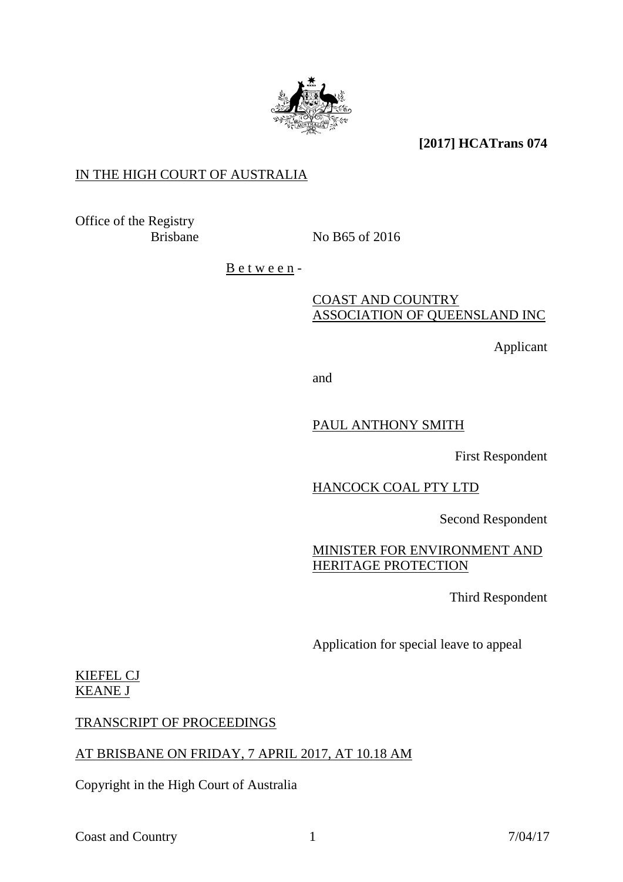**[2017] HCATrans 074**

IN THE HIGH COURT OF AUSTRALIA

Office of the Registry
Brisbane No B65 of 2016

B e t w e e n -

COAST AND COUNTRY ASSOCIATION OF QUEENSLAND INC

Applicant

and

PAUL ANTHONY SMITH

First Respondent

HANCOCK COAL PTY LTD

Second Respondent

MINISTER FOR ENVIRONMENT AND HERITAGE PROTECTION

Third Respondent

Application for special leave to appeal

KIEFEL CJ
KEANE J

TRANSCRIPT OF PROCEEDINGS

AT BRISBANE ON FRIDAY, 7 APRIL 2017, AT 10.18 AM

Copyright in the High Court of Australia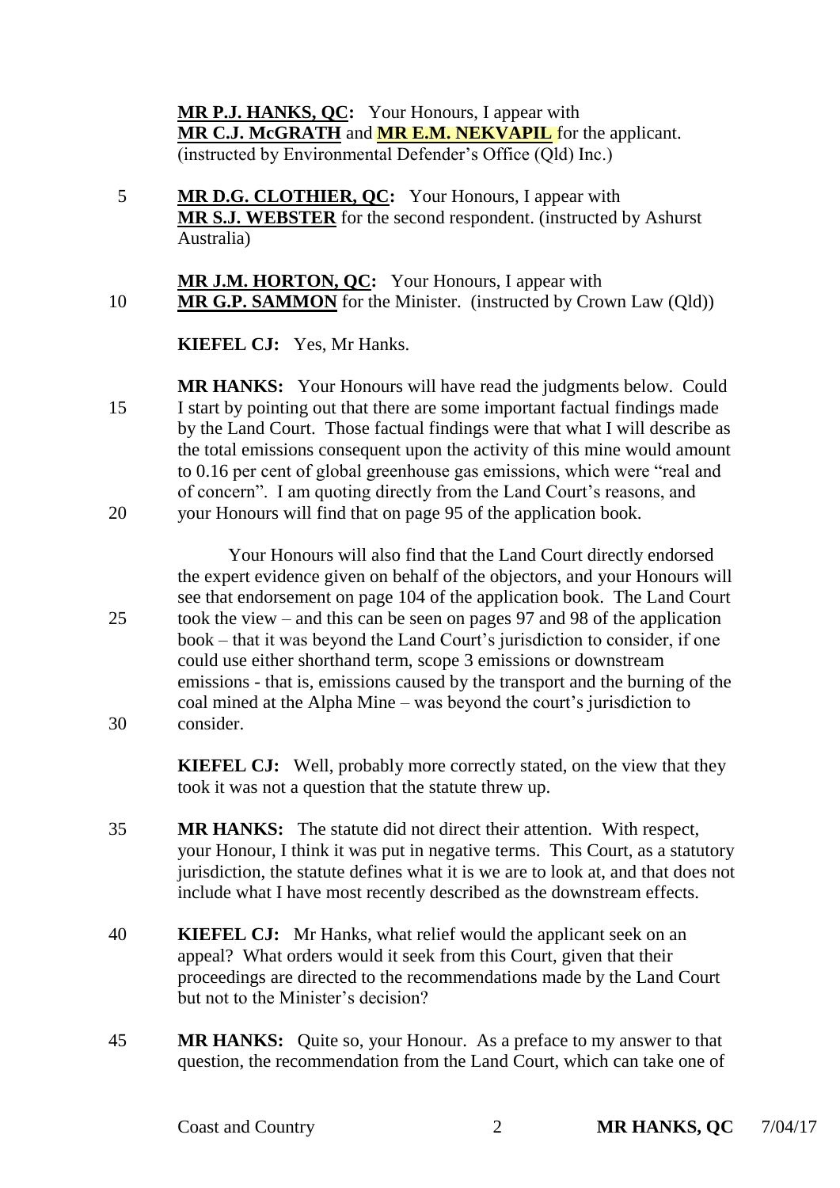**MR P.J. HANKS, QC:** Your Honours, I appear with **MR C.J. McGRATH** and **MR E.M. NEKVAPIL** for the applicant. (instructed by Environmental Defender's Office (Qld) Inc.)

**MR D.G. CLOTHIER, QC:** Your Honours, I appear with **MR S.J. WEBSTER** for the second respondent. (instructed by Ashurst Australia)

**MR J.M. HORTON, QC:** Your Honours, I appear with **MR G.P. SAMMON** for the Minister. (instructed by Crown Law (Qld))

**KIEFEL CJ:** Yes, Mr Hanks.

**MR HANKS:** Your Honours will have read the judgments below. Could I start by pointing out that there are some important factual findings made by the Land Court. Those factual findings were that what I will describe as the total emissions consequent upon the activity of this mine would amount to 0.16 per cent of global greenhouse gas emissions, which were "real and of concern". I am quoting directly from the Land Court's reasons, and your Honours will find that on page 95 of the application book.

Your Honours will also find that the Land Court directly endorsed the expert evidence given on behalf of the objectors, and your Honours will see that endorsement on page 104 of the application book. The Land Court took the view – and this can be seen on pages 97 and 98 of the application book – that it was beyond the Land Court's jurisdiction to consider, if one could use either shorthand term, scope 3 emissions or downstream emissions - that is, emissions caused by the transport and the burning of the coal mined at the Alpha Mine – was beyond the court's jurisdiction to consider.

**KIEFEL CJ:** Well, probably more correctly stated, on the view that they took it was not a question that the statute threw up.

**MR HANKS:** The statute did not direct their attention. With respect, your Honour, I think it was put in negative terms. This Court, as a statutory jurisdiction, the statute defines what it is we are to look at, and that does not include what I have most recently described as the downstream effects.

**KIEFEL CJ:** Mr Hanks, what relief would the applicant seek on an appeal? What orders would it seek from this Court, given that their proceedings are directed to the recommendations made by the Land Court but not to the Minister's decision?

**MR HANKS:** Quite so, your Honour. As a preface to my answer to that question, the recommendation from the Land Court, which can take one of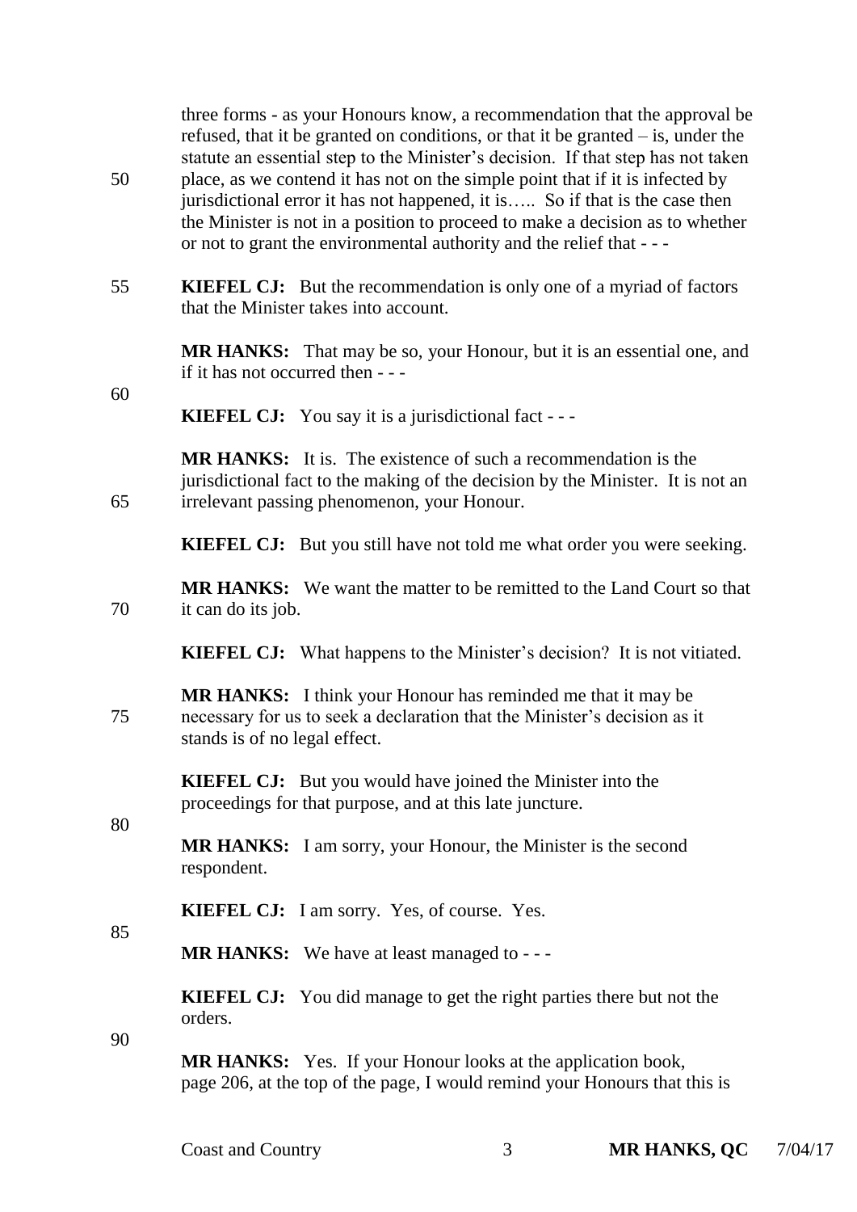three forms - as your Honours know, a recommendation that the approval be refused, that it be granted on conditions, or that it be granted – is, under the statute an essential step to the Minister's decision. If that step has not taken place, as we contend it has not on the simple point that if it is infected by jurisdictional error it has not happened, it is….. So if that is the case then the Minister is not in a position to proceed to make a decision as to whether or not to grant the environmental authority and the relief that - - -

**KIEFEL CJ:** But the recommendation is only one of a myriad of factors that the Minister takes into account.

**MR HANKS:** That may be so, your Honour, but it is an essential one, and if it has not occurred then - - -

**KIEFEL CJ:** You say it is a jurisdictional fact - - -

**MR HANKS:** It is. The existence of such a recommendation is the jurisdictional fact to the making of the decision by the Minister. It is not an irrelevant passing phenomenon, your Honour.

**KIEFEL CJ:** But you still have not told me what order you were seeking.

**MR HANKS:** We want the matter to be remitted to the Land Court so that it can do its job.

**KIEFEL CJ:** What happens to the Minister's decision? It is not vitiated.

**MR HANKS:** I think your Honour has reminded me that it may be necessary for us to seek a declaration that the Minister's decision as it stands is of no legal effect.

**KIEFEL CJ:** But you would have joined the Minister into the proceedings for that purpose, and at this late juncture.

**MR HANKS:** I am sorry, your Honour, the Minister is the second respondent.

**KIEFEL CJ:** I am sorry. Yes, of course. Yes.

**MR HANKS:** We have at least managed to - - -

**KIEFEL CJ:** You did manage to get the right parties there but not the orders.

**MR HANKS:** Yes. If your Honour looks at the application book, page 206, at the top of the page, I would remind your Honours that this is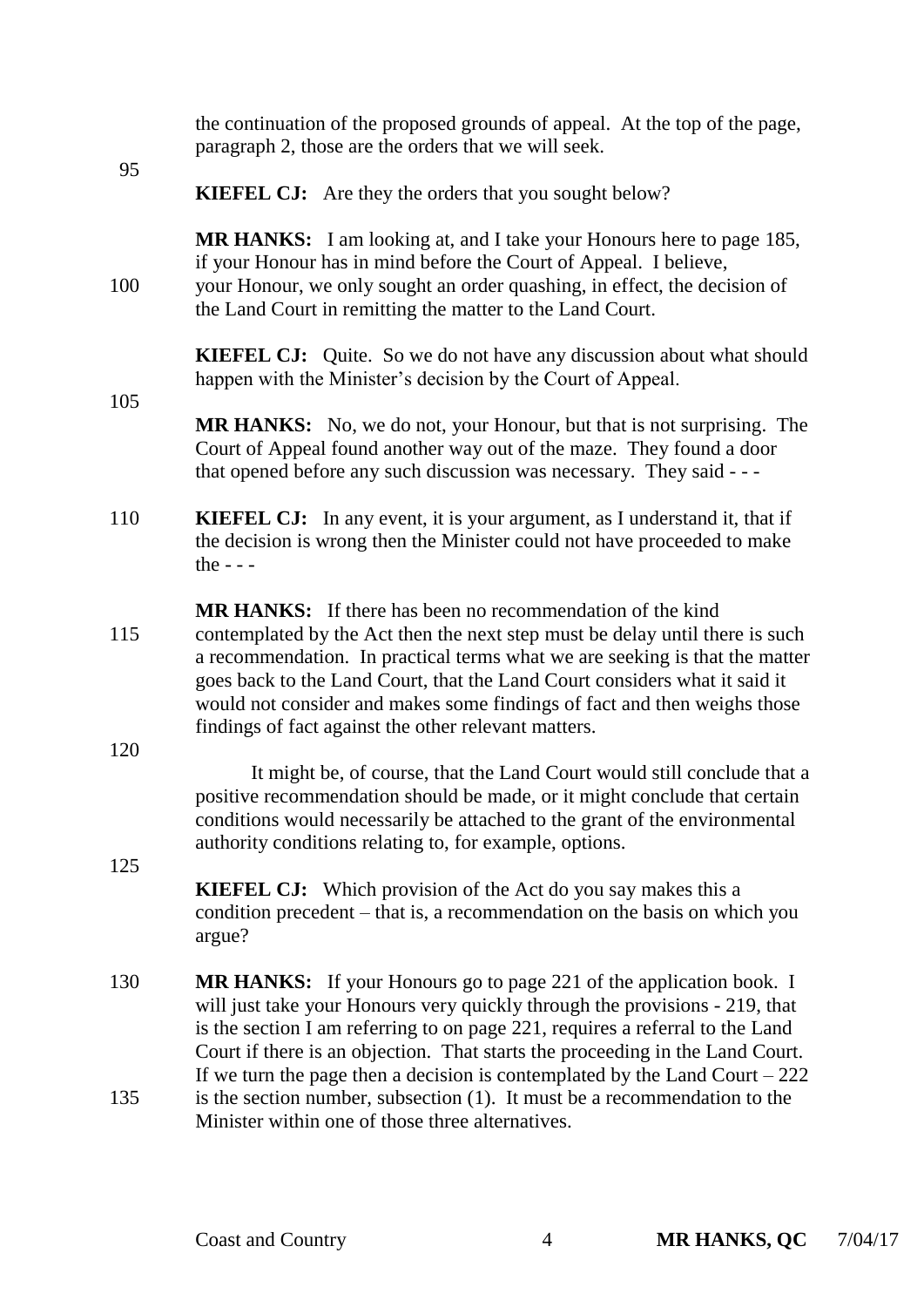the continuation of the proposed grounds of appeal. At the top of the page, paragraph 2, those are the orders that we will seek.

**KIEFEL CJ:** Are they the orders that you sought below?

**MR HANKS:** I am looking at, and I take your Honours here to page 185, if your Honour has in mind before the Court of Appeal. I believe, your Honour, we only sought an order quashing, in effect, the decision of the Land Court in remitting the matter to the Land Court.

**KIEFEL CJ:** Quite. So we do not have any discussion about what should happen with the Minister's decision by the Court of Appeal.

**MR HANKS:** No, we do not, your Honour, but that is not surprising. The Court of Appeal found another way out of the maze. They found a door that opened before any such discussion was necessary. They said - - -

**KIEFEL CJ:** In any event, it is your argument, as I understand it, that if the decision is wrong then the Minister could not have proceeded to make the - - -

**MR HANKS:** If there has been no recommendation of the kind contemplated by the Act then the next step must be delay until there is such a recommendation. In practical terms what we are seeking is that the matter goes back to the Land Court, that the Land Court considers what it said it would not consider and makes some findings of fact and then weighs those findings of fact against the other relevant matters.

It might be, of course, that the Land Court would still conclude that a positive recommendation should be made, or it might conclude that certain conditions would necessarily be attached to the grant of the environmental authority conditions relating to, for example, options.

**KIEFEL CJ:** Which provision of the Act do you say makes this a condition precedent – that is, a recommendation on the basis on which you argue?

**MR HANKS:** If your Honours go to page 221 of the application book. I will just take your Honours very quickly through the provisions - 219, that is the section I am referring to on page 221, requires a referral to the Land Court if there is an objection. That starts the proceeding in the Land Court. If we turn the page then a decision is contemplated by the Land Court – 222 is the section number, subsection (1). It must be a recommendation to the Minister within one of those three alternatives.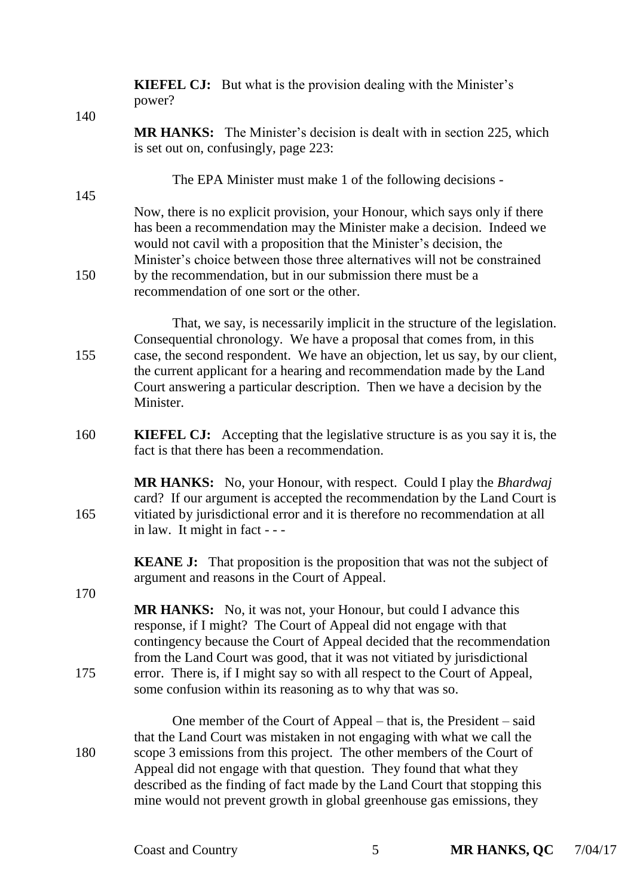**KIEFEL CJ:** But what is the provision dealing with the Minister's power?

**MR HANKS:** The Minister's decision is dealt with in section 225, which is set out on, confusingly, page 223:

> The EPA Minister must make 1 of the following decisions -

Now, there is no explicit provision, your Honour, which says only if there has been a recommendation may the Minister make a decision. Indeed we would not cavil with a proposition that the Minister's decision, the Minister's choice between those three alternatives will not be constrained by the recommendation, but in our submission there must be a recommendation of one sort or the other.

That, we say, is necessarily implicit in the structure of the legislation. Consequential chronology. We have a proposal that comes from, in this case, the second respondent. We have an objection, let us say, by our client, the current applicant for a hearing and recommendation made by the Land Court answering a particular description. Then we have a decision by the Minister.

**KIEFEL CJ:** Accepting that the legislative structure is as you say it is, the fact is that there has been a recommendation.

**MR HANKS:** No, your Honour, with respect. Could I play the *Bhardwaj* card? If our argument is accepted the recommendation by the Land Court is vitiated by jurisdictional error and it is therefore no recommendation at all in law. It might in fact - - -

**KEANE J:** That proposition is the proposition that was not the subject of argument and reasons in the Court of Appeal.

**MR HANKS:** No, it was not, your Honour, but could I advance this response, if I might? The Court of Appeal did not engage with that contingency because the Court of Appeal decided that the recommendation from the Land Court was good, that it was not vitiated by jurisdictional error. There is, if I might say so with all respect to the Court of Appeal, some confusion within its reasoning as to why that was so.

One member of the Court of Appeal – that is, the President – said that the Land Court was mistaken in not engaging with what we call the scope 3 emissions from this project. The other members of the Court of Appeal did not engage with that question. They found that what they described as the finding of fact made by the Land Court that stopping this mine would not prevent growth in global greenhouse gas emissions, they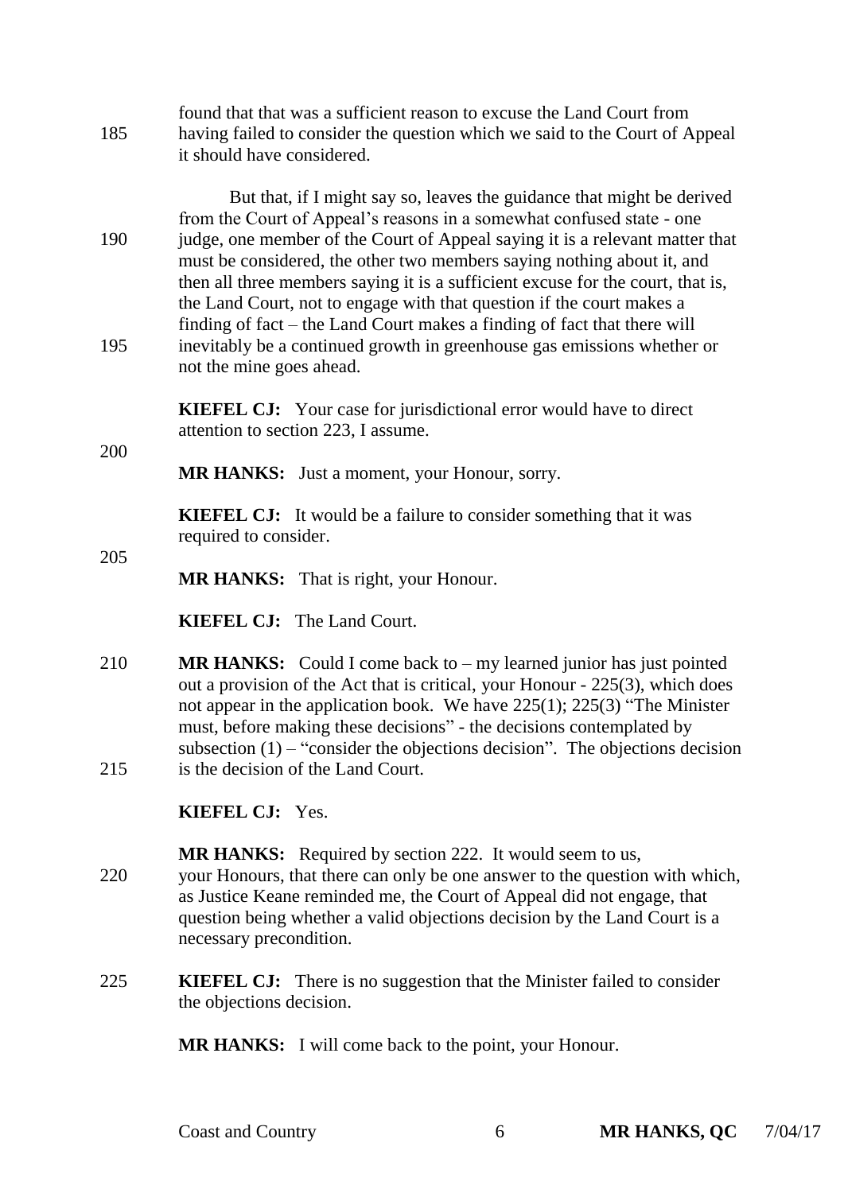found that that was a sufficient reason to excuse the Land Court from having failed to consider the question which we said to the Court of Appeal it should have considered.

But that, if I might say so, leaves the guidance that might be derived from the Court of Appeal's reasons in a somewhat confused state - one judge, one member of the Court of Appeal saying it is a relevant matter that must be considered, the other two members saying nothing about it, and then all three members saying it is a sufficient excuse for the court, that is, the Land Court, not to engage with that question if the court makes a finding of fact – the Land Court makes a finding of fact that there will inevitably be a continued growth in greenhouse gas emissions whether or not the mine goes ahead.

**KIEFEL CJ:** Your case for jurisdictional error would have to direct attention to section 223, I assume.

**MR HANKS:** Just a moment, your Honour, sorry.

**KIEFEL CJ:** It would be a failure to consider something that it was required to consider.

**MR HANKS:** That is right, your Honour.

**KIEFEL CJ:** The Land Court.

**MR HANKS:** Could I come back to – my learned junior has just pointed out a provision of the Act that is critical, your Honour - 225(3), which does not appear in the application book. We have 225(1); 225(3) "The Minister must, before making these decisions" - the decisions contemplated by subsection (1) – "consider the objections decision". The objections decision is the decision of the Land Court.

**KIEFEL CJ:** Yes.

**MR HANKS:** Required by section 222. It would seem to us, your Honours, that there can only be one answer to the question with which, as Justice Keane reminded me, the Court of Appeal did not engage, that question being whether a valid objections decision by the Land Court is a necessary precondition.

**KIEFEL CJ:** There is no suggestion that the Minister failed to consider the objections decision.

**MR HANKS:** I will come back to the point, your Honour.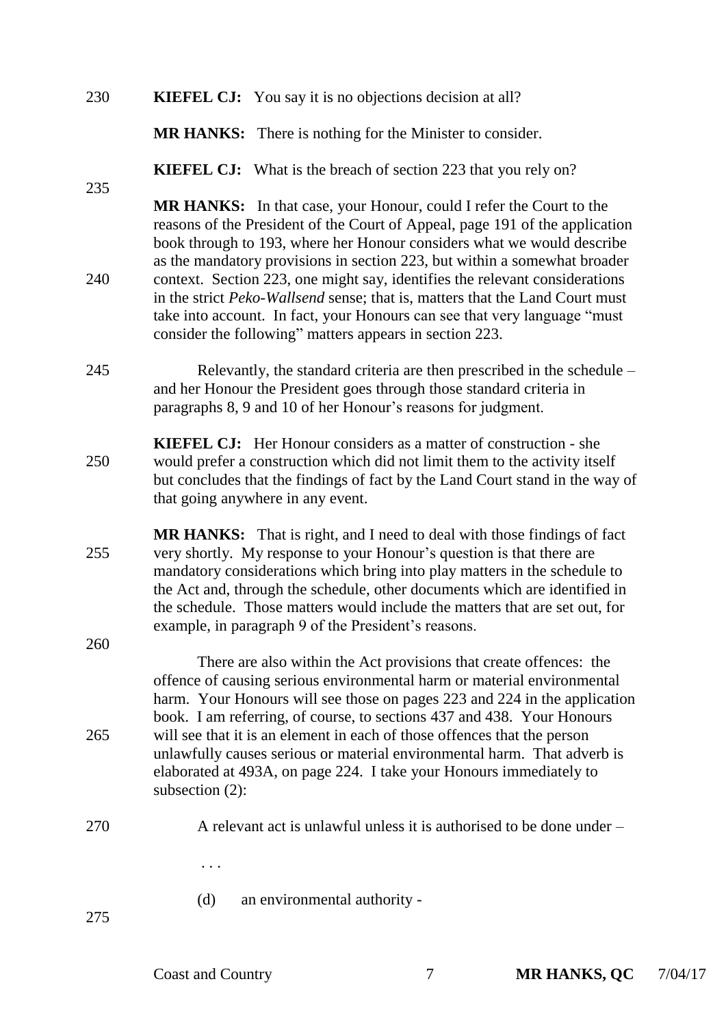**KIEFEL CJ:** You say it is no objections decision at all?

**MR HANKS:** There is nothing for the Minister to consider.

**KIEFEL CJ:** What is the breach of section 223 that you rely on?

**MR HANKS:** In that case, your Honour, could I refer the Court to the reasons of the President of the Court of Appeal, page 191 of the application book through to 193, where her Honour considers what we would describe as the mandatory provisions in section 223, but within a somewhat broader context. Section 223, one might say, identifies the relevant considerations in the strict *Peko-Wallsend* sense; that is, matters that the Land Court must take into account. In fact, your Honours can see that very language "must consider the following" matters appears in section 223.

Relevantly, the standard criteria are then prescribed in the schedule – and her Honour the President goes through those standard criteria in paragraphs 8, 9 and 10 of her Honour's reasons for judgment.

**KIEFEL CJ:** Her Honour considers as a matter of construction - she would prefer a construction which did not limit them to the activity itself but concludes that the findings of fact by the Land Court stand in the way of that going anywhere in any event.

**MR HANKS:** That is right, and I need to deal with those findings of fact very shortly. My response to your Honour's question is that there are mandatory considerations which bring into play matters in the schedule to the Act and, through the schedule, other documents which are identified in the schedule. Those matters would include the matters that are set out, for example, in paragraph 9 of the President's reasons.

There are also within the Act provisions that create offences: the offence of causing serious environmental harm or material environmental harm. Your Honours will see those on pages 223 and 224 in the application book. I am referring, of course, to sections 437 and 438. Your Honours will see that it is an element in each of those offences that the person unlawfully causes serious or material environmental harm. That adverb is elaborated at 493A, on page 224. I take your Honours immediately to subsection (2):

> A relevant act is unlawful unless it is authorised to be done under –
>
> . . .
>
> (d) an environmental authority -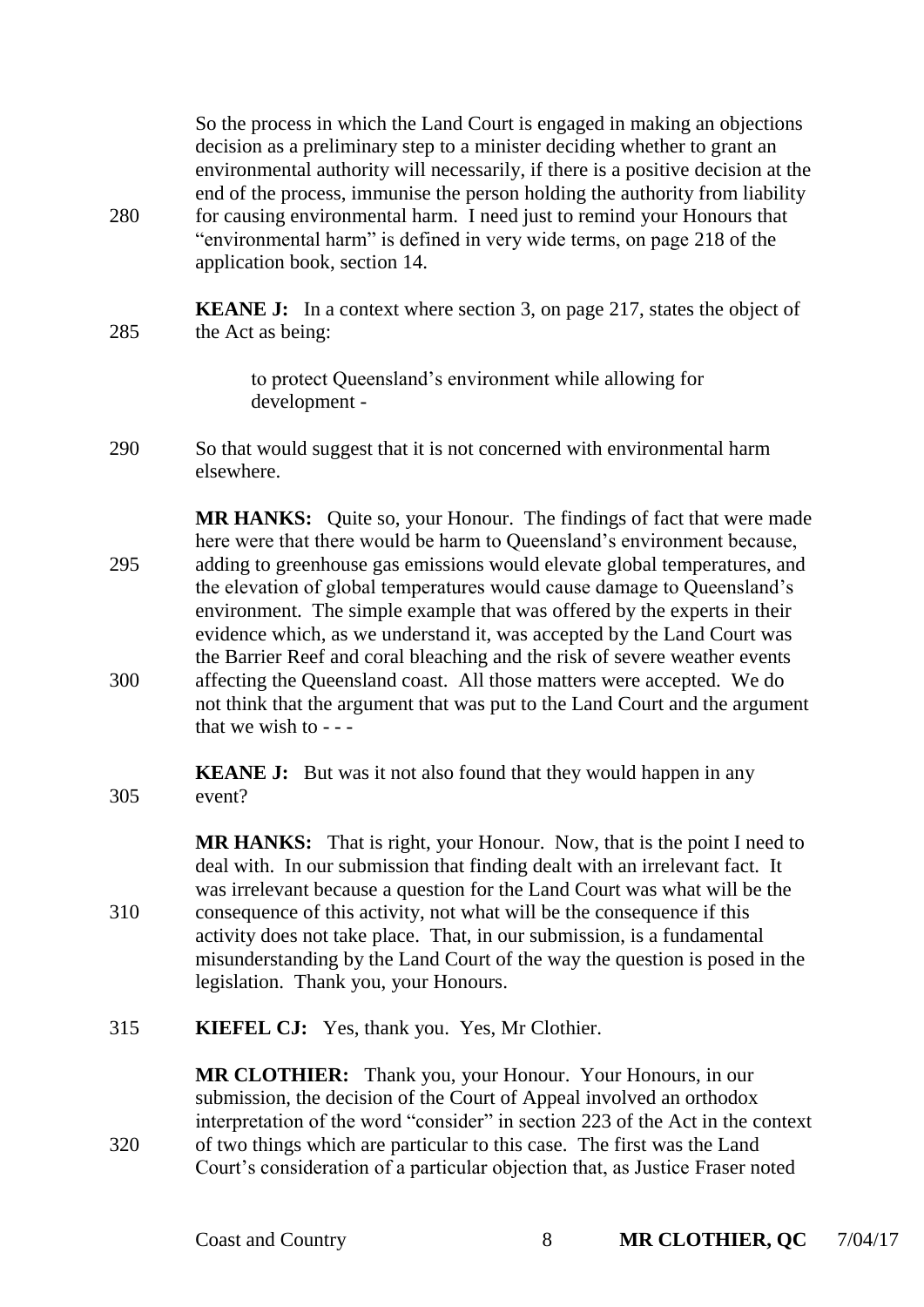So the process in which the Land Court is engaged in making an objections decision as a preliminary step to a minister deciding whether to grant an environmental authority will necessarily, if there is a positive decision at the end of the process, immunise the person holding the authority from liability for causing environmental harm. I need just to remind your Honours that "environmental harm" is defined in very wide terms, on page 218 of the application book, section 14.

**KEANE J:** In a context where section 3, on page 217, states the object of the Act as being:

> to protect Queensland's environment while allowing for development -

So that would suggest that it is not concerned with environmental harm elsewhere.

**MR HANKS:** Quite so, your Honour. The findings of fact that were made here were that there would be harm to Queensland's environment because, adding to greenhouse gas emissions would elevate global temperatures, and the elevation of global temperatures would cause damage to Queensland's environment. The simple example that was offered by the experts in their evidence which, as we understand it, was accepted by the Land Court was the Barrier Reef and coral bleaching and the risk of severe weather events affecting the Queensland coast. All those matters were accepted. We do not think that the argument that was put to the Land Court and the argument that we wish to - - -

**KEANE J:** But was it not also found that they would happen in any event?

**MR HANKS:** That is right, your Honour. Now, that is the point I need to deal with. In our submission that finding dealt with an irrelevant fact. It was irrelevant because a question for the Land Court was what will be the consequence of this activity, not what will be the consequence if this activity does not take place. That, in our submission, is a fundamental misunderstanding by the Land Court of the way the question is posed in the legislation. Thank you, your Honours.

**KIEFEL CJ:** Yes, thank you. Yes, Mr Clothier.

**MR CLOTHIER:** Thank you, your Honour. Your Honours, in our submission, the decision of the Court of Appeal involved an orthodox interpretation of the word "consider" in section 223 of the Act in the context of two things which are particular to this case. The first was the Land Court's consideration of a particular objection that, as Justice Fraser noted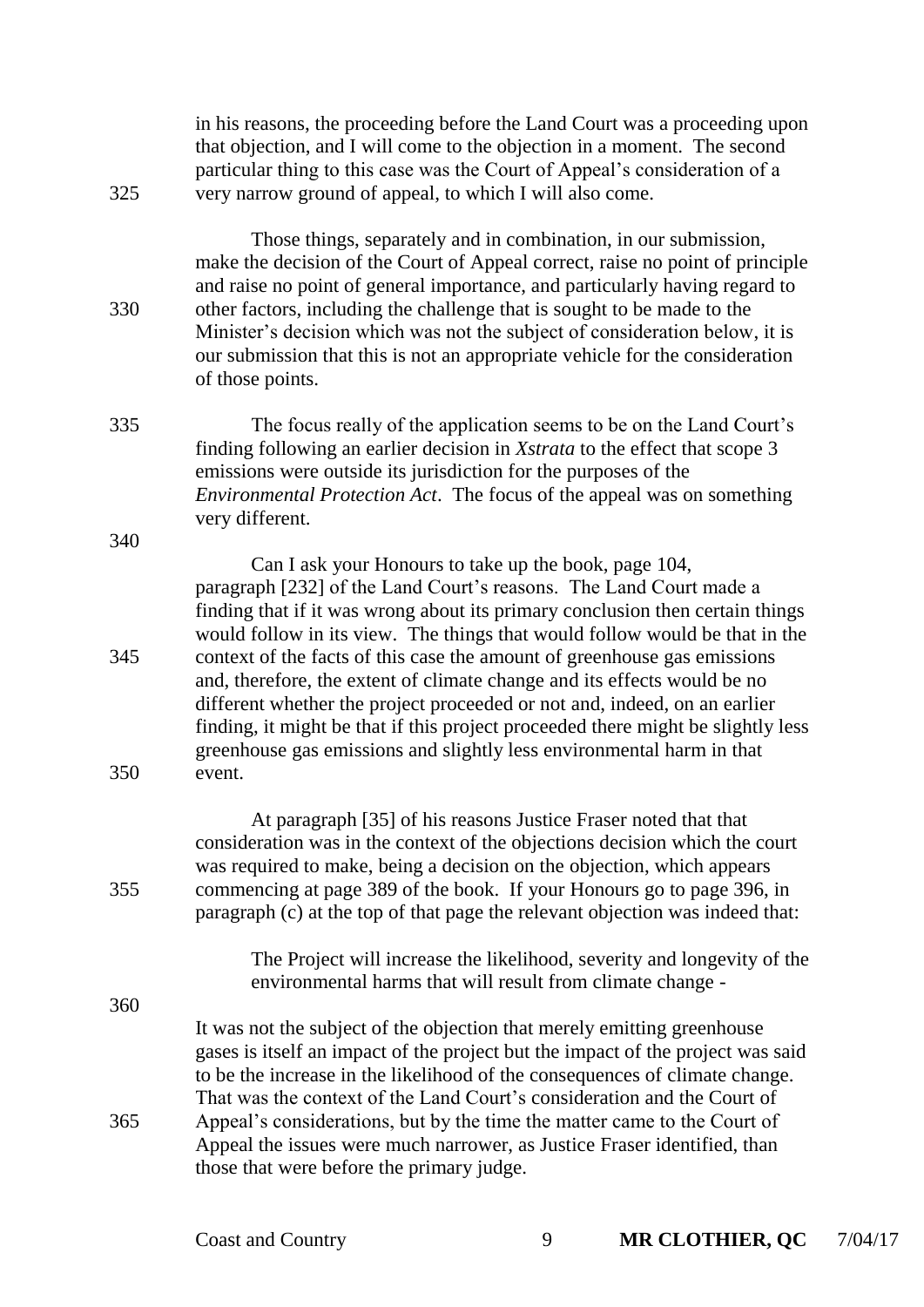in his reasons, the proceeding before the Land Court was a proceeding upon that objection, and I will come to the objection in a moment. The second particular thing to this case was the Court of Appeal's consideration of a very narrow ground of appeal, to which I will also come.

Those things, separately and in combination, in our submission, make the decision of the Court of Appeal correct, raise no point of principle and raise no point of general importance, and particularly having regard to other factors, including the challenge that is sought to be made to the Minister's decision which was not the subject of consideration below, it is our submission that this is not an appropriate vehicle for the consideration of those points.

The focus really of the application seems to be on the Land Court's finding following an earlier decision in *Xstrata* to the effect that scope 3 emissions were outside its jurisdiction for the purposes of the *Environmental Protection Act*. The focus of the appeal was on something very different.

Can I ask your Honours to take up the book, page 104, paragraph [232] of the Land Court's reasons. The Land Court made a finding that if it was wrong about its primary conclusion then certain things would follow in its view. The things that would follow would be that in the context of the facts of this case the amount of greenhouse gas emissions and, therefore, the extent of climate change and its effects would be no different whether the project proceeded or not and, indeed, on an earlier finding, it might be that if this project proceeded there might be slightly less greenhouse gas emissions and slightly less environmental harm in that event.

At paragraph [35] of his reasons Justice Fraser noted that that consideration was in the context of the objections decision which the court was required to make, being a decision on the objection, which appears commencing at page 389 of the book. If your Honours go to page 396, in paragraph (c) at the top of that page the relevant objection was indeed that:

> The Project will increase the likelihood, severity and longevity of the environmental harms that will result from climate change -

It was not the subject of the objection that merely emitting greenhouse gases is itself an impact of the project but the impact of the project was said to be the increase in the likelihood of the consequences of climate change. That was the context of the Land Court's consideration and the Court of Appeal's considerations, but by the time the matter came to the Court of Appeal the issues were much narrower, as Justice Fraser identified, than those that were before the primary judge.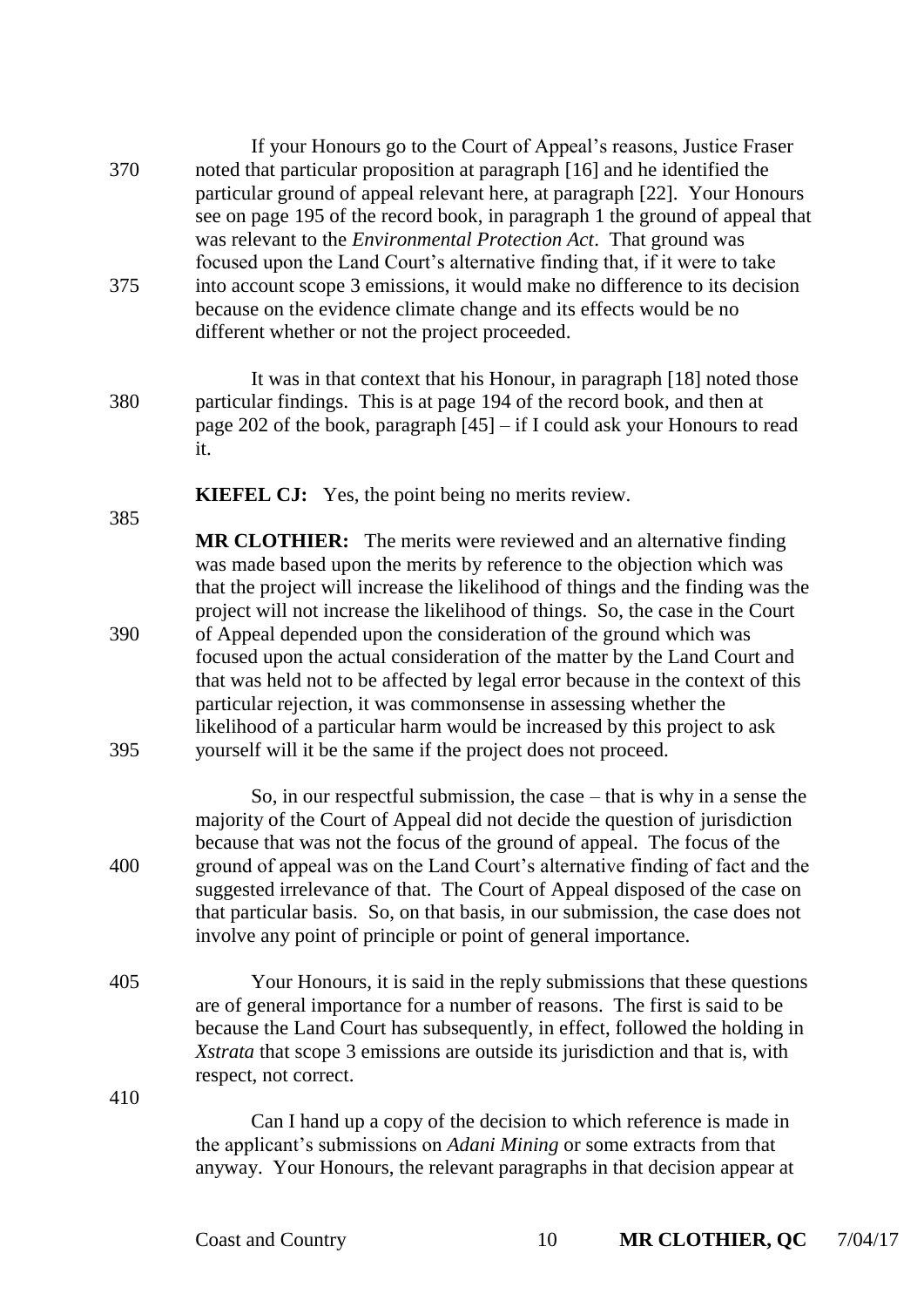If your Honours go to the Court of Appeal's reasons, Justice Fraser noted that particular proposition at paragraph [16] and he identified the particular ground of appeal relevant here, at paragraph [22]. Your Honours see on page 195 of the record book, in paragraph 1 the ground of appeal that was relevant to the *Environmental Protection Act*. That ground was focused upon the Land Court's alternative finding that, if it were to take into account scope 3 emissions, it would make no difference to its decision because on the evidence climate change and its effects would be no different whether or not the project proceeded.

It was in that context that his Honour, in paragraph [18] noted those particular findings. This is at page 194 of the record book, and then at page 202 of the book, paragraph [45] – if I could ask your Honours to read it.

**KIEFEL CJ:** Yes, the point being no merits review.

**MR CLOTHIER:** The merits were reviewed and an alternative finding was made based upon the merits by reference to the objection which was that the project will increase the likelihood of things and the finding was the project will not increase the likelihood of things. So, the case in the Court of Appeal depended upon the consideration of the ground which was focused upon the actual consideration of the matter by the Land Court and that was held not to be affected by legal error because in the context of this particular rejection, it was commonsense in assessing whether the likelihood of a particular harm would be increased by this project to ask yourself will it be the same if the project does not proceed.

So, in our respectful submission, the case – that is why in a sense the majority of the Court of Appeal did not decide the question of jurisdiction because that was not the focus of the ground of appeal. The focus of the ground of appeal was on the Land Court's alternative finding of fact and the suggested irrelevance of that. The Court of Appeal disposed of the case on that particular basis. So, on that basis, in our submission, the case does not involve any point of principle or point of general importance.

Your Honours, it is said in the reply submissions that these questions are of general importance for a number of reasons. The first is said to be because the Land Court has subsequently, in effect, followed the holding in *Xstrata* that scope 3 emissions are outside its jurisdiction and that is, with respect, not correct.

Can I hand up a copy of the decision to which reference is made in the applicant's submissions on *Adani Mining* or some extracts from that anyway. Your Honours, the relevant paragraphs in that decision appear at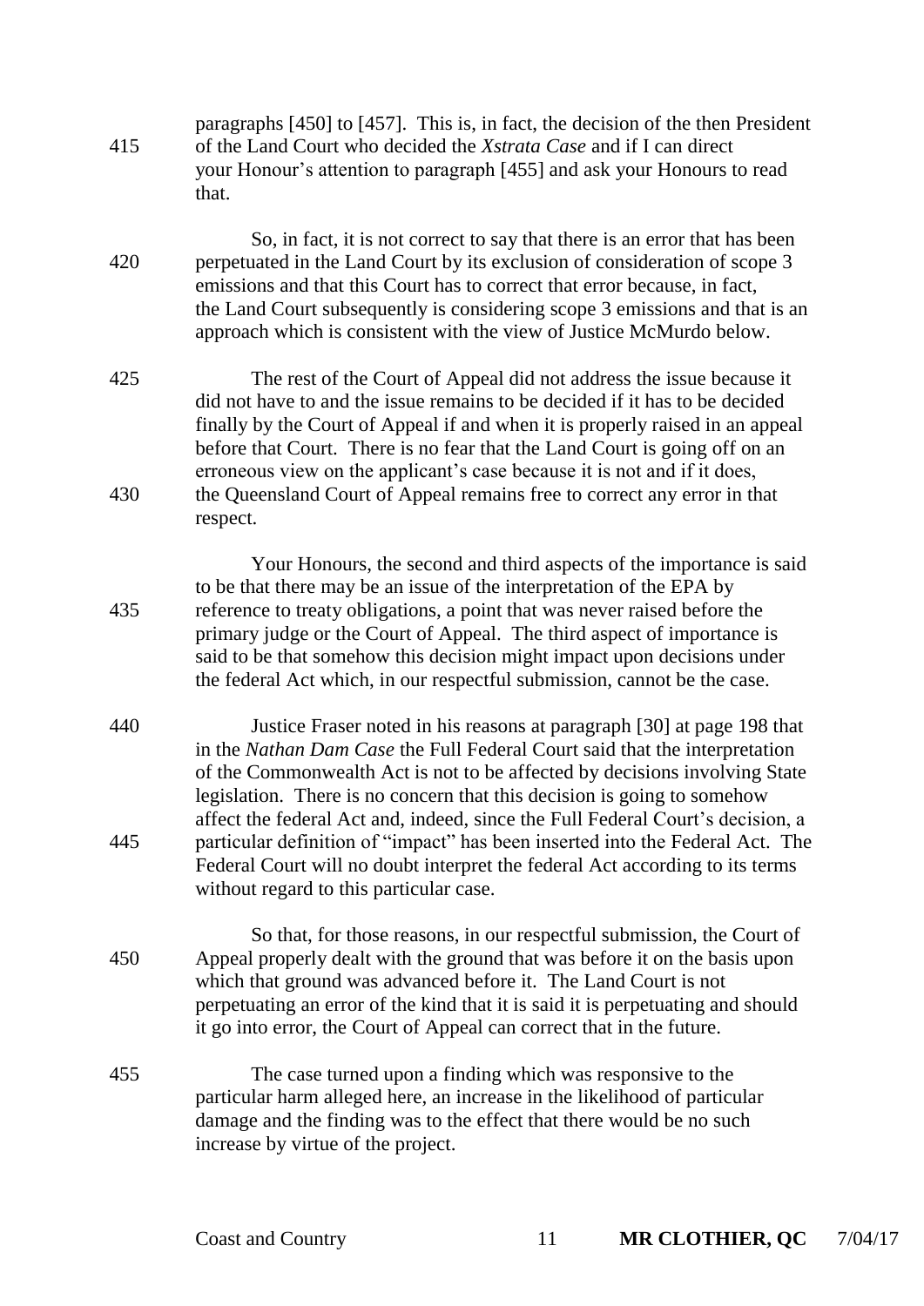paragraphs [450] to [457]. This is, in fact, the decision of the then President of the Land Court who decided the *Xstrata Case* and if I can direct your Honour's attention to paragraph [455] and ask your Honours to read that.

So, in fact, it is not correct to say that there is an error that has been perpetuated in the Land Court by its exclusion of consideration of scope 3 emissions and that this Court has to correct that error because, in fact, the Land Court subsequently is considering scope 3 emissions and that is an approach which is consistent with the view of Justice McMurdo below.

The rest of the Court of Appeal did not address the issue because it did not have to and the issue remains to be decided if it has to be decided finally by the Court of Appeal if and when it is properly raised in an appeal before that Court. There is no fear that the Land Court is going off on an erroneous view on the applicant's case because it is not and if it does, the Queensland Court of Appeal remains free to correct any error in that respect.

Your Honours, the second and third aspects of the importance is said to be that there may be an issue of the interpretation of the EPA by reference to treaty obligations, a point that was never raised before the primary judge or the Court of Appeal. The third aspect of importance is said to be that somehow this decision might impact upon decisions under the federal Act which, in our respectful submission, cannot be the case.

Justice Fraser noted in his reasons at paragraph [30] at page 198 that in the *Nathan Dam Case* the Full Federal Court said that the interpretation of the Commonwealth Act is not to be affected by decisions involving State legislation. There is no concern that this decision is going to somehow affect the federal Act and, indeed, since the Full Federal Court's decision, a particular definition of "impact" has been inserted into the Federal Act. The Federal Court will no doubt interpret the federal Act according to its terms without regard to this particular case.

So that, for those reasons, in our respectful submission, the Court of Appeal properly dealt with the ground that was before it on the basis upon which that ground was advanced before it. The Land Court is not perpetuating an error of the kind that it is said it is perpetuating and should it go into error, the Court of Appeal can correct that in the future.

The case turned upon a finding which was responsive to the particular harm alleged here, an increase in the likelihood of particular damage and the finding was to the effect that there would be no such increase by virtue of the project.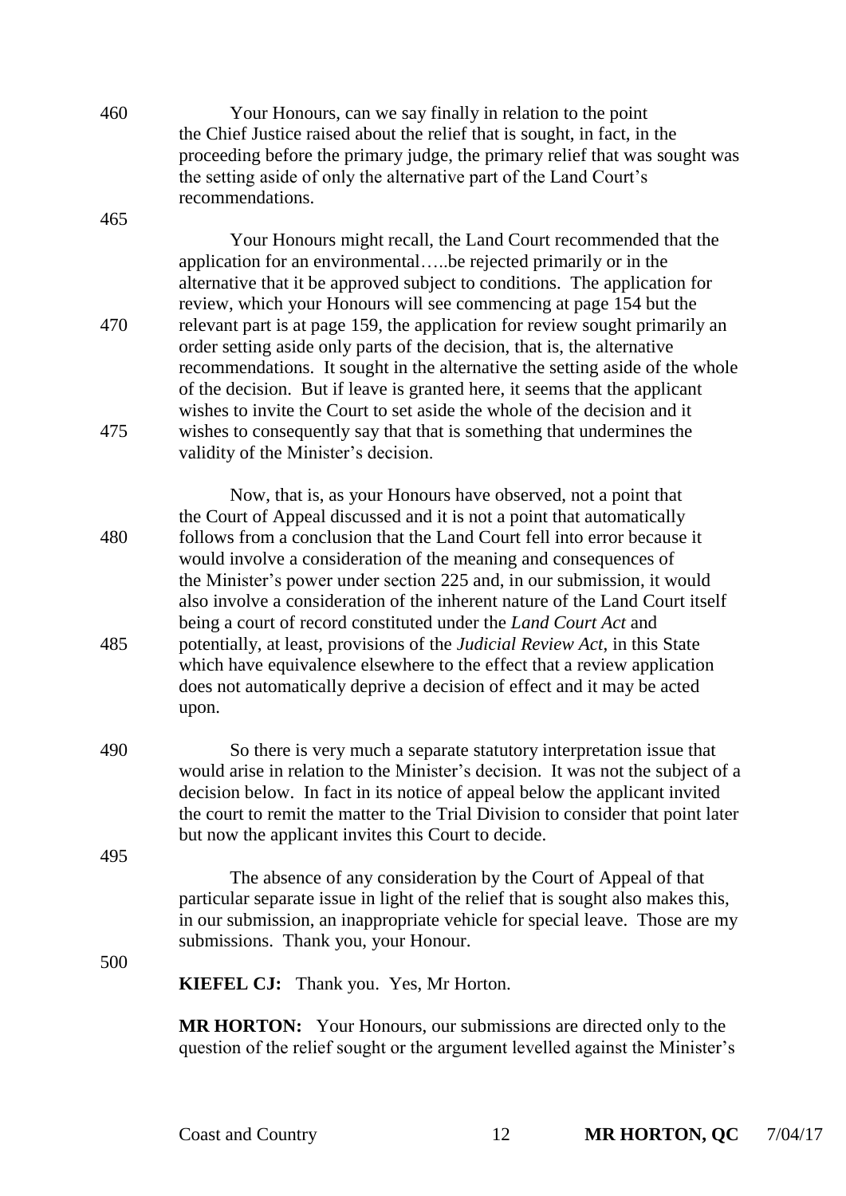Your Honours, can we say finally in relation to the point the Chief Justice raised about the relief that is sought, in fact, in the proceeding before the primary judge, the primary relief that was sought was the setting aside of only the alternative part of the Land Court's recommendations.

Your Honours might recall, the Land Court recommended that the application for an environmental…..be rejected primarily or in the alternative that it be approved subject to conditions. The application for review, which your Honours will see commencing at page 154 but the relevant part is at page 159, the application for review sought primarily an order setting aside only parts of the decision, that is, the alternative recommendations. It sought in the alternative the setting aside of the whole of the decision. But if leave is granted here, it seems that the applicant wishes to invite the Court to set aside the whole of the decision and it wishes to consequently say that that is something that undermines the validity of the Minister's decision.

Now, that is, as your Honours have observed, not a point that the Court of Appeal discussed and it is not a point that automatically follows from a conclusion that the Land Court fell into error because it would involve a consideration of the meaning and consequences of the Minister's power under section 225 and, in our submission, it would also involve a consideration of the inherent nature of the Land Court itself being a court of record constituted under the *Land Court Act* and potentially, at least, provisions of the *Judicial Review Act*, in this State which have equivalence elsewhere to the effect that a review application does not automatically deprive a decision of effect and it may be acted upon.

So there is very much a separate statutory interpretation issue that would arise in relation to the Minister's decision. It was not the subject of a decision below. In fact in its notice of appeal below the applicant invited the court to remit the matter to the Trial Division to consider that point later but now the applicant invites this Court to decide.

The absence of any consideration by the Court of Appeal of that particular separate issue in light of the relief that is sought also makes this, in our submission, an inappropriate vehicle for special leave. Those are my submissions. Thank you, your Honour.

**KIEFEL CJ:** Thank you. Yes, Mr Horton.

**MR HORTON:** Your Honours, our submissions are directed only to the question of the relief sought or the argument levelled against the Minister's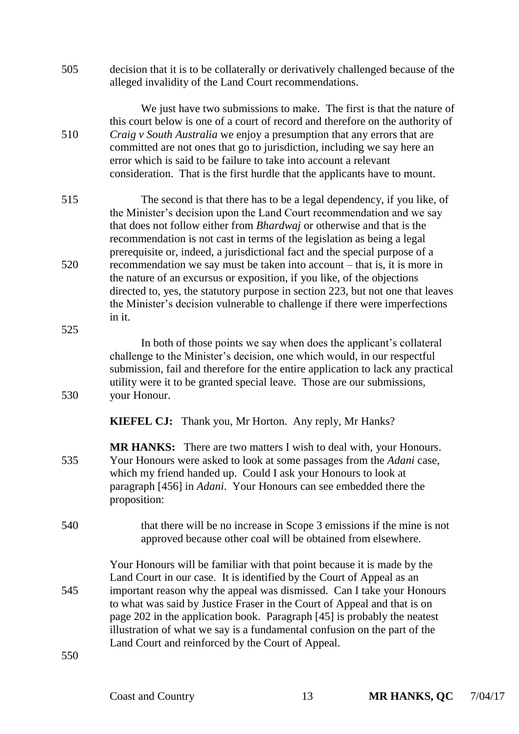decision that it is to be collaterally or derivatively challenged because of the alleged invalidity of the Land Court recommendations.

We just have two submissions to make. The first is that the nature of this court below is one of a court of record and therefore on the authority of *Craig v South Australia* we enjoy a presumption that any errors that are committed are not ones that go to jurisdiction, including we say here an error which is said to be failure to take into account a relevant consideration. That is the first hurdle that the applicants have to mount.

The second is that there has to be a legal dependency, if you like, of the Minister's decision upon the Land Court recommendation and we say that does not follow either from *Bhardwaj* or otherwise and that is the recommendation is not cast in terms of the legislation as being a legal prerequisite or, indeed, a jurisdictional fact and the special purpose of a recommendation we say must be taken into account – that is, it is more in the nature of an excursus or exposition, if you like, of the objections directed to, yes, the statutory purpose in section 223, but not one that leaves the Minister's decision vulnerable to challenge if there were imperfections in it.

In both of those points we say when does the applicant's collateral challenge to the Minister's decision, one which would, in our respectful submission, fail and therefore for the entire application to lack any practical utility were it to be granted special leave. Those are our submissions, your Honour.

**KIEFEL CJ:** Thank you, Mr Horton. Any reply, Mr Hanks?

**MR HANKS:** There are two matters I wish to deal with, your Honours. Your Honours were asked to look at some passages from the *Adani* case, which my friend handed up. Could I ask your Honours to look at paragraph [456] in *Adani*. Your Honours can see embedded there the proposition:

> that there will be no increase in Scope 3 emissions if the mine is not approved because other coal will be obtained from elsewhere.

Your Honours will be familiar with that point because it is made by the Land Court in our case. It is identified by the Court of Appeal as an important reason why the appeal was dismissed. Can I take your Honours to what was said by Justice Fraser in the Court of Appeal and that is on page 202 in the application book. Paragraph [45] is probably the neatest illustration of what we say is a fundamental confusion on the part of the Land Court and reinforced by the Court of Appeal.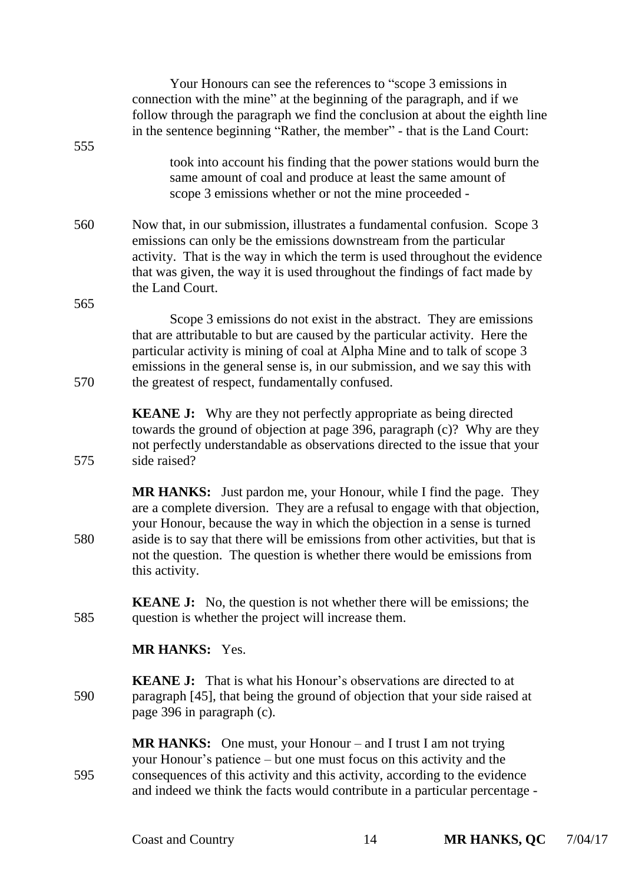Your Honours can see the references to "scope 3 emissions in connection with the mine" at the beginning of the paragraph, and if we follow through the paragraph we find the conclusion at about the eighth line in the sentence beginning "Rather, the member" - that is the Land Court:

> took into account his finding that the power stations would burn the same amount of coal and produce at least the same amount of scope 3 emissions whether or not the mine proceeded -

Now that, in our submission, illustrates a fundamental confusion. Scope 3 emissions can only be the emissions downstream from the particular activity. That is the way in which the term is used throughout the evidence that was given, the way it is used throughout the findings of fact made by the Land Court.

Scope 3 emissions do not exist in the abstract. They are emissions that are attributable to but are caused by the particular activity. Here the particular activity is mining of coal at Alpha Mine and to talk of scope 3 emissions in the general sense is, in our submission, and we say this with the greatest of respect, fundamentally confused.

**KEANE J:** Why are they not perfectly appropriate as being directed towards the ground of objection at page 396, paragraph (c)? Why are they not perfectly understandable as observations directed to the issue that your side raised?

**MR HANKS:** Just pardon me, your Honour, while I find the page. They are a complete diversion. They are a refusal to engage with that objection, your Honour, because the way in which the objection in a sense is turned aside is to say that there will be emissions from other activities, but that is not the question. The question is whether there would be emissions from this activity.

**KEANE J:** No, the question is not whether there will be emissions; the question is whether the project will increase them.

**MR HANKS:** Yes.

**KEANE J:** That is what his Honour's observations are directed to at paragraph [45], that being the ground of objection that your side raised at page 396 in paragraph (c).

**MR HANKS:** One must, your Honour – and I trust I am not trying your Honour's patience – but one must focus on this activity and the consequences of this activity and this activity, according to the evidence and indeed we think the facts would contribute in a particular percentage -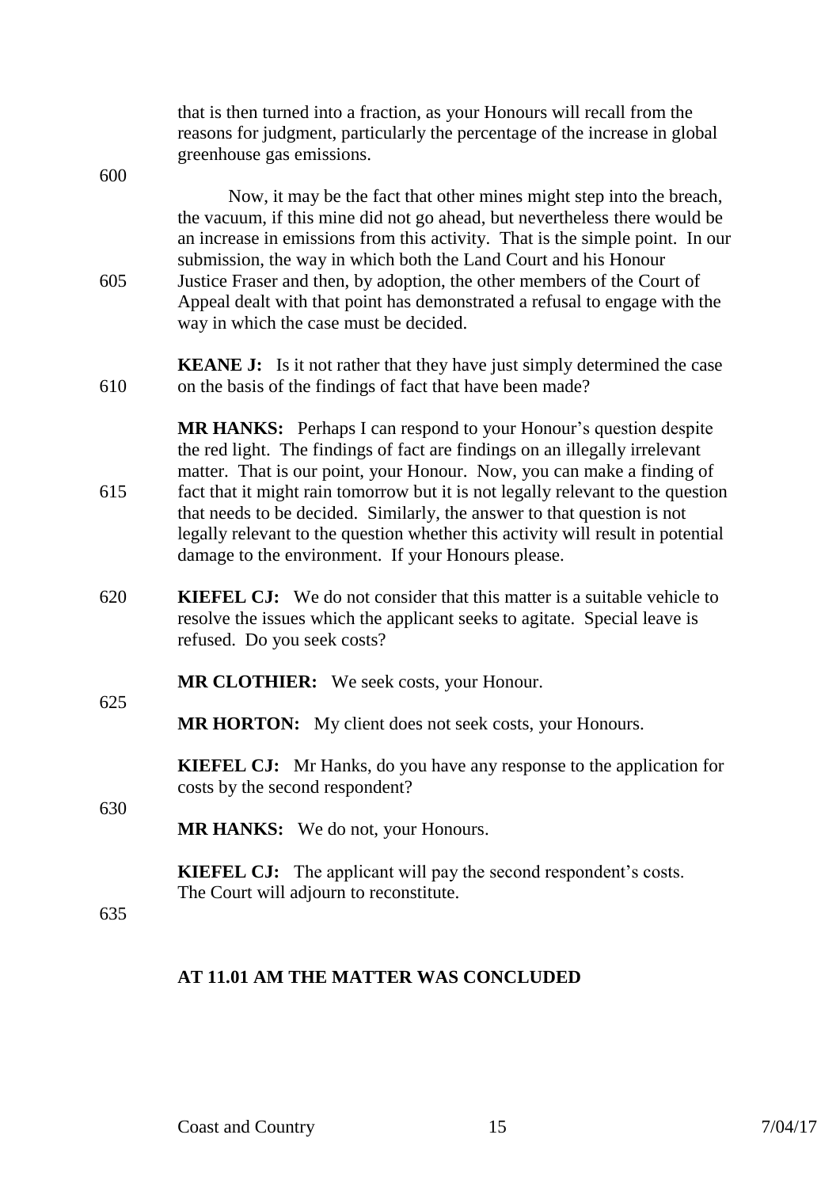that is then turned into a fraction, as your Honours will recall from the reasons for judgment, particularly the percentage of the increase in global greenhouse gas emissions.

Now, it may be the fact that other mines might step into the breach, the vacuum, if this mine did not go ahead, but nevertheless there would be an increase in emissions from this activity. That is the simple point. In our submission, the way in which both the Land Court and his Honour Justice Fraser and then, by adoption, the other members of the Court of Appeal dealt with that point has demonstrated a refusal to engage with the way in which the case must be decided.

**KEANE J:** Is it not rather that they have just simply determined the case on the basis of the findings of fact that have been made?

**MR HANKS:** Perhaps I can respond to your Honour's question despite the red light. The findings of fact are findings on an illegally irrelevant matter. That is our point, your Honour. Now, you can make a finding of fact that it might rain tomorrow but it is not legally relevant to the question that needs to be decided. Similarly, the answer to that question is not legally relevant to the question whether this activity will result in potential damage to the environment. If your Honours please.

**KIEFEL CJ:** We do not consider that this matter is a suitable vehicle to resolve the issues which the applicant seeks to agitate. Special leave is refused. Do you seek costs?

**MR CLOTHIER:** We seek costs, your Honour.

**MR HORTON:** My client does not seek costs, your Honours.

**KIEFEL CJ:** Mr Hanks, do you have any response to the application for costs by the second respondent?

**MR HANKS:** We do not, your Honours.

**KIEFEL CJ:** The applicant will pay the second respondent's costs. The Court will adjourn to reconstitute.

**AT 11.01 AM THE MATTER WAS CONCLUDED**